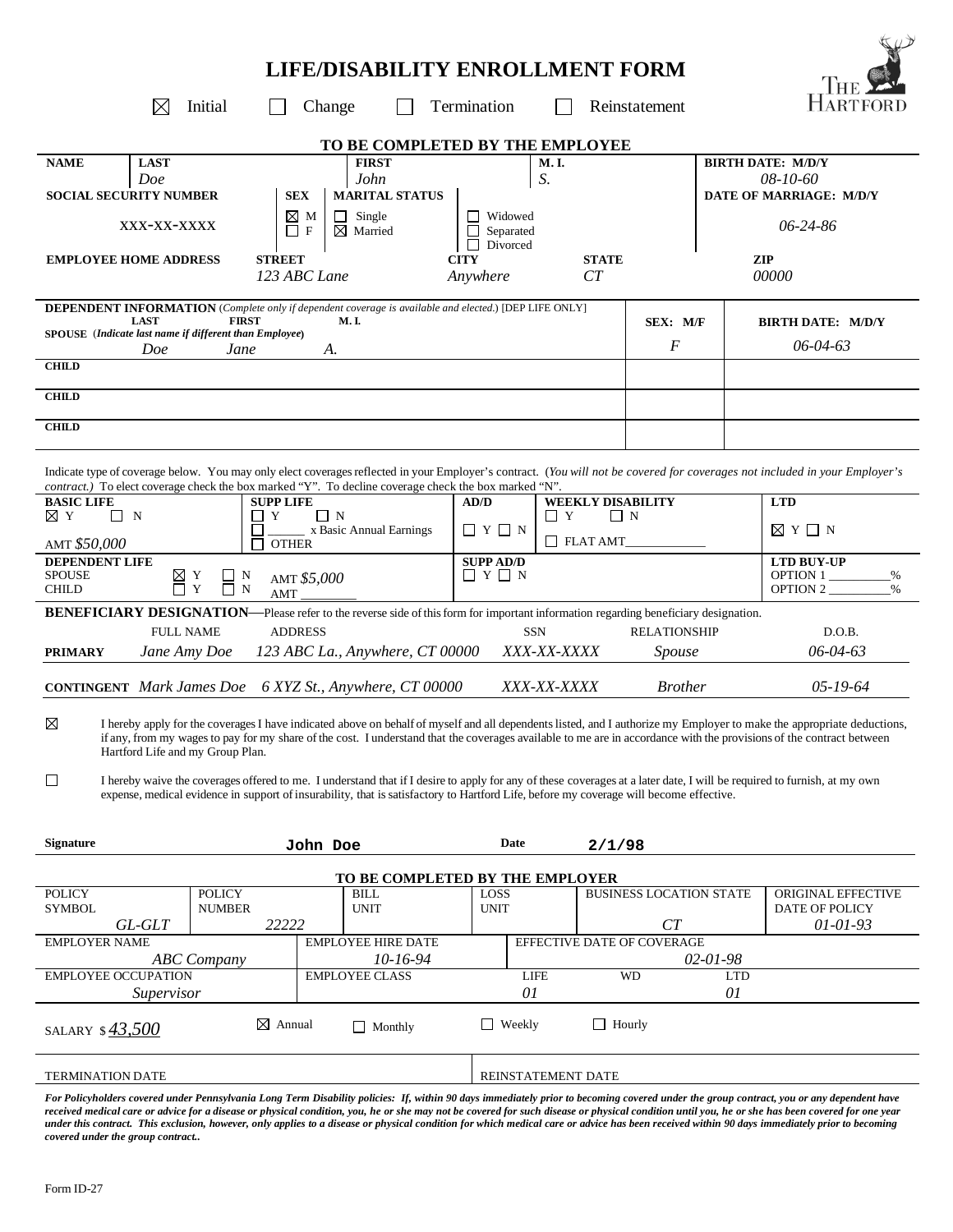# LIFE/DISABILITY ENROLLMENT FORM

THE HARTFORD

☒ Initial ☐ Change ☐ Termination ☐ Reinstatement

## TO BE COMPLETED BY THE EMPLOYEE

| NAME | LAST | FIRST | M.I. | BIRTH DATE: M/D/Y |
|---|---|---|---|---|
| | *Doe* | *John* | *S.* | *08-10-60* |

| SOCIAL SECURITY NUMBER | SEX | MARITAL STATUS | | DATE OF MARRIAGE: M/D/Y |
|---|---|---|---|---|
| XXX-XX-XXXX | ☒ M ☐ F | ☐ Single ☒ Married | ☐ Widowed ☐ Separated ☐ Divorced | *06-24-86* |

| EMPLOYEE HOME ADDRESS | STREET | CITY | STATE | ZIP |
|---|---|---|---|---|
| | *123 ABC Lane* | *Anywhere* | *CT* | *00000* |

**DEPENDENT INFORMATION** (*Complete only if dependent coverage is available and elected.*) [DEP LIFE ONLY]

| | LAST | FIRST | M.I. | SEX: M/F | BIRTH DATE: M/D/Y |
|---|---|---|---|---|---|
| SPOUSE (*Indicate last name if different than Employee*) | *Doe* | *Jane* | *A.* | *F* | *06-04-63* |
| CHILD | | | | | |
| CHILD | | | | | |
| CHILD | | | | | |

Indicate type of coverage below. You may only elect coverages reflected in your Employer's contract. (*You will not be covered for coverages not included in your Employer's contract.*) To elect coverage check the box marked "Y". To decline coverage check the box marked "N".

| BASIC LIFE | SUPP LIFE | AD/D | WEEKLY DISABILITY | LTD |
|---|---|---|---|---|
| ☒ Y ☐ N | ☐ Y ☐ N | ☐ Y ☐ N | ☐ Y ☐ N | ☒ Y ☐ N |
| AMT *$50,000* | ☐ ______ x Basic Annual Earnings ☐ OTHER | | ☐ FLAT AMT__________ | |

| DEPENDENT LIFE | | SUPP AD/D | LTD BUY-UP |
|---|---|---|---|
| SPOUSE ☒ Y ☐ N | AMT *$5,000* | ☐ Y ☐ N | OPTION 1 ________% |
| CHILD ☐ Y ☐ N | AMT ________ | | OPTION 2 ________% |

**BENEFICIARY DESIGNATION**—Please refer to the reverse side of this form for important information regarding beneficiary designation.

| | FULL NAME | ADDRESS | SSN | RELATIONSHIP | D.O.B. |
|---|---|---|---|---|---|
| **PRIMARY** | *Jane Amy Doe* | *123 ABC La., Anywhere, CT 00000* | *XXX-XX-XXXX* | *Spouse* | *06-04-63* |
| **CONTINGENT** | *Mark James Doe* | *6 XYZ St., Anywhere, CT 00000* | *XXX-XX-XXXX* | *Brother* | *05-19-64* |

☒ I hereby apply for the coverages I have indicated above on behalf of myself and all dependents listed, and I authorize my Employer to make the appropriate deductions, if any, from my wages to pay for my share of the cost. I understand that the coverages available to me are in accordance with the provisions of the contract between Hartford Life and my Group Plan.

☐ I hereby waive the coverages offered to me. I understand that if I desire to apply for any of these coverages at a later date, I will be required to furnish, at my own expense, medical evidence in support of insurability, that is satisfactory to Hartford Life, before my coverage will become effective.

**Signature** John Doe **Date** 2/1/98

## TO BE COMPLETED BY THE EMPLOYER

| POLICY SYMBOL | POLICY NUMBER | BILL UNIT | LOSS UNIT | BUSINESS LOCATION STATE | ORIGINAL EFFECTIVE DATE OF POLICY |
|---|---|---|---|---|---|
| *GL-GLT* | *22222* | | | *CT* | *01-01-93* |

| EMPLOYER NAME | EMPLOYEE HIRE DATE | EFFECTIVE DATE OF COVERAGE |
|---|---|---|
| *ABC Company* | *10-16-94* | *02-01-98* |

| EMPLOYEE OCCUPATION | EMPLOYEE CLASS | LIFE | WD | LTD |
|---|---|---|---|---|
| *Supervisor* | | *01* | | *01* |

SALARY $ *43,500* ☒ Annual ☐ Monthly ☐ Weekly ☐ Hourly

| TERMINATION DATE | REINSTATEMENT DATE |
|---|---|
| | |

***For Policyholders covered under Pennsylvania Long Term Disability policies: If, within 90 days immediately prior to becoming covered under the group contract, you or any dependent have received medical care or advice for a disease or physical condition, you, he or she may not be covered for such disease or physical condition until you, he or she has been covered for one year under this contract. This exclusion, however, only applies to a disease or physical condition for which medical care or advice has been received within 90 days immediately prior to becoming covered under the group contract..***

Form ID-27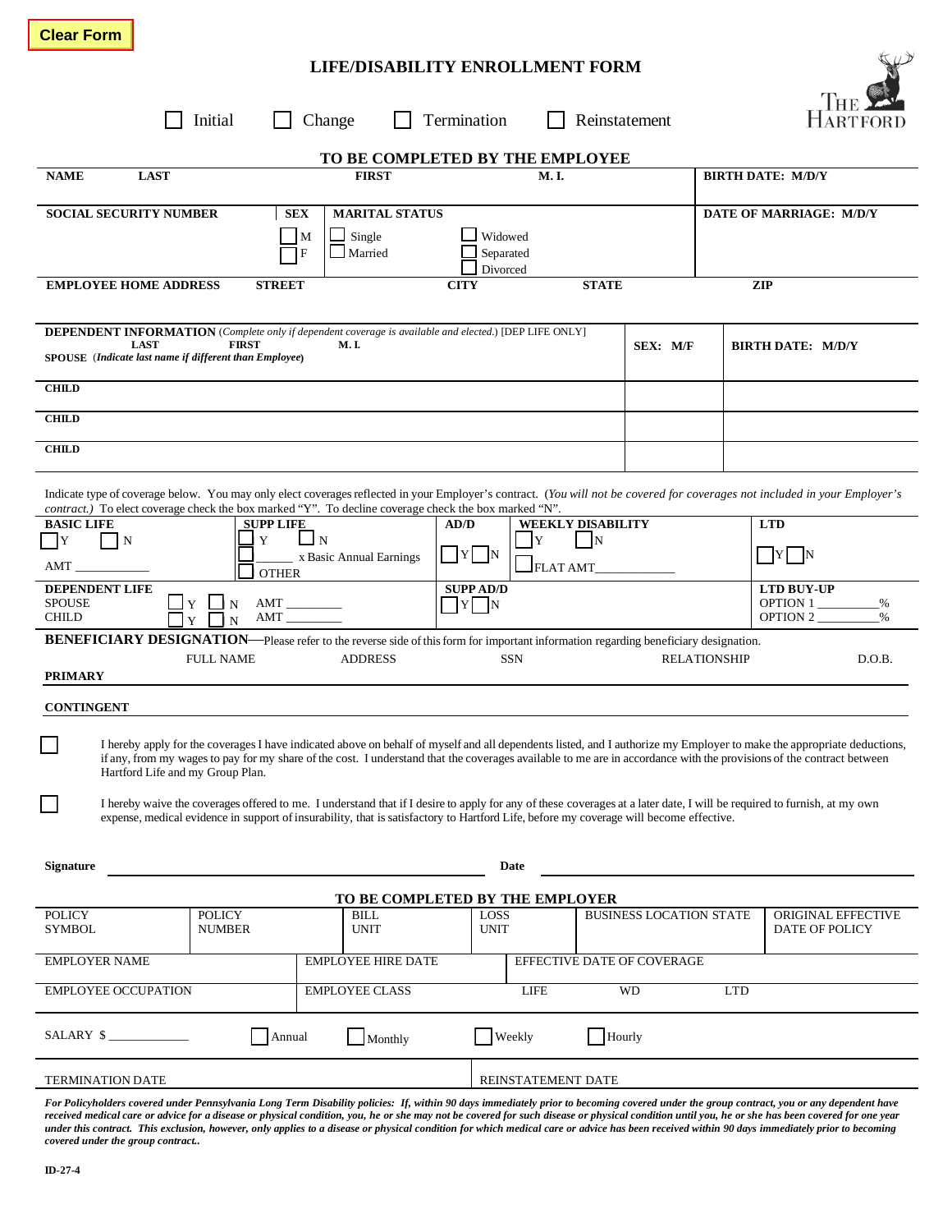Clear Form

# LIFE/DISABILITY ENROLLMENT FORM

THE HARTFORD

☐ Initial ☐ Change ☐ Termination ☐ Reinstatement

## TO BE COMPLETED BY THE EMPLOYEE

| NAME LAST | FIRST | M. I. | BIRTH DATE: M/D/Y |
|---|---|---|---|
| | | | |

| SOCIAL SECURITY NUMBER | SEX | MARITAL STATUS | DATE OF MARRIAGE: M/D/Y |
|---|---|---|---|
| | ☐ M ☐ F | ☐ Single ☐ Married ☐ Widowed ☐ Separated ☐ Divorced | |

| EMPLOYEE HOME ADDRESS STREET | CITY | STATE | ZIP |
|---|---|---|---|
| | | | |

| **DEPENDENT INFORMATION** *(Complete only if dependent coverage is available and elected.)* [DEP LIFE ONLY] LAST FIRST M. I. | SEX: M/F | BIRTH DATE: M/D/Y |
|---|---|---|
| SPOUSE *(Indicate last name if different than Employee)* | | |
| CHILD | | |
| CHILD | | |
| CHILD | | |

Indicate type of coverage below. You may only elect coverages reflected in your Employer's contract. *(You will not be covered for coverages not included in your Employer's contract.)* To elect coverage check the box marked "Y". To decline coverage check the box marked "N".

| BASIC LIFE | SUPP LIFE | AD/D | WEEKLY DISABILITY | LTD |
|---|---|---|---|---|
| ☐ Y ☐ N AMT ________ | ☐ Y ☐ N ☐ ______ x Basic Annual Earnings ☐ OTHER | ☐ Y ☐ N | ☐ Y ☐ N ☐ FLAT AMT__________ | ☐ Y ☐ N |
| **DEPENDENT LIFE** SPOUSE ☐ Y ☐ N AMT ________ CHILD ☐ Y ☐ N AMT ________ | | **SUPP AD/D** ☐ Y ☐ N | | **LTD BUY-UP** OPTION 1 ________% OPTION 2 ________% |

**BENEFICIARY DESIGNATION**—Please refer to the reverse side of this form for important information regarding beneficiary designation.

| | FULL NAME | ADDRESS | SSN | RELATIONSHIP | D.O.B. |
|---|---|---|---|---|---|
| PRIMARY | | | | | |
| CONTINGENT | | | | | |

☐ I hereby apply for the coverages I have indicated above on behalf of myself and all dependents listed, and I authorize my Employer to make the appropriate deductions, if any, from my wages to pay for my share of the cost. I understand that the coverages available to me are in accordance with the provisions of the contract between Hartford Life and my Group Plan.

☐ I hereby waive the coverages offered to me. I understand that if I desire to apply for any of these coverages at a later date, I will be required to furnish, at my own expense, medical evidence in support of insurability, that is satisfactory to Hartford Life, before my coverage will become effective.

**Signature** ______________________________ **Date** ______________________________

## TO BE COMPLETED BY THE EMPLOYER

| POLICY SYMBOL | POLICY NUMBER | BILL UNIT | LOSS UNIT | BUSINESS LOCATION STATE | ORIGINAL EFFECTIVE DATE OF POLICY |
|---|---|---|---|---|---|
| | | | | | |

| EMPLOYER NAME | EMPLOYEE HIRE DATE | EFFECTIVE DATE OF COVERAGE |
|---|---|---|
| | | |

| EMPLOYEE OCCUPATION | EMPLOYEE CLASS | LIFE | WD | LTD |
|---|---|---|---|---|
| | | | | |

SALARY $ __________ ☐ Annual ☐ Monthly ☐ Weekly ☐ Hourly

| TERMINATION DATE | REINSTATEMENT DATE |
|---|---|
| | |

***For Policyholders covered under Pennsylvania Long Term Disability policies: If, within 90 days immediately prior to becoming covered under the group contract, you or any dependent have received medical care or advice for a disease or physical condition, you, he or she may not be covered for such disease or physical condition until you, he or she has been covered for one year under this contract. This exclusion, however, only applies to a disease or physical condition for which medical care or advice has been received within 90 days immediately prior to becoming covered under the group contract..***

ID-27-4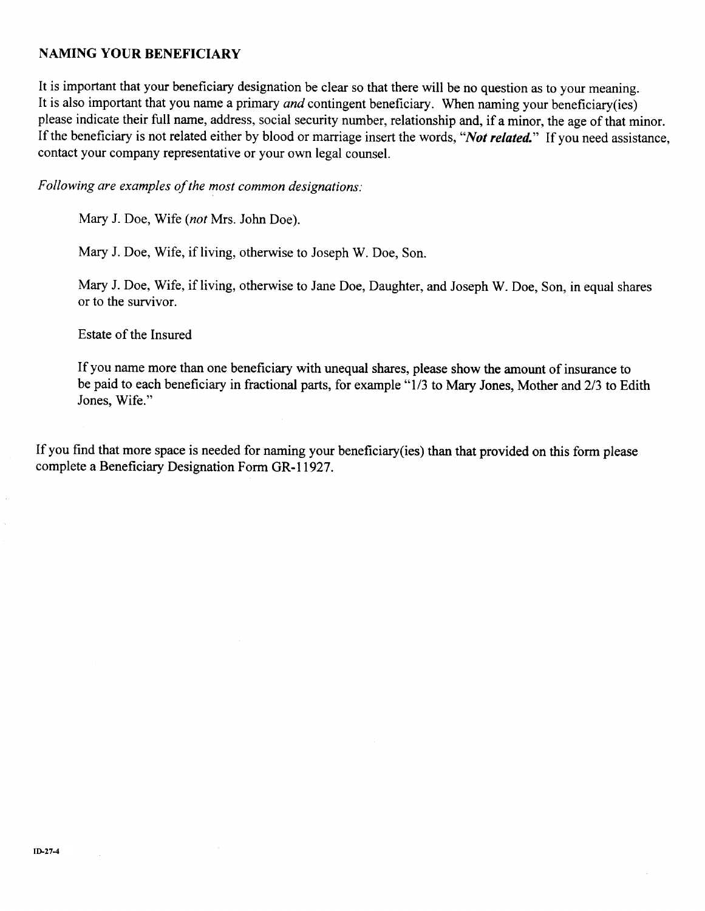## NAMING YOUR BENEFICIARY

It is important that your beneficiary designation be clear so that there will be no question as to your meaning. It is also important that you name a primary *and* contingent beneficiary. When naming your beneficiary(ies) please indicate their full name, address, social security number, relationship and, if a minor, the age of that minor. If the beneficiary is not related either by blood or marriage insert the words, "***Not related.***" If you need assistance, contact your company representative or your own legal counsel.

*Following are examples of the most common designations:*

Mary J. Doe, Wife (*not* Mrs. John Doe).

Mary J. Doe, Wife, if living, otherwise to Joseph W. Doe, Son.

Mary J. Doe, Wife, if living, otherwise to Jane Doe, Daughter, and Joseph W. Doe, Son, in equal shares or to the survivor.

Estate of the Insured

If you name more than one beneficiary with unequal shares, please show the amount of insurance to be paid to each beneficiary in fractional parts, for example "1/3 to Mary Jones, Mother and 2/3 to Edith Jones, Wife."

If you find that more space is needed for naming your beneficiary(ies) than that provided on this form please complete a Beneficiary Designation Form GR-11927.

ID-27-4